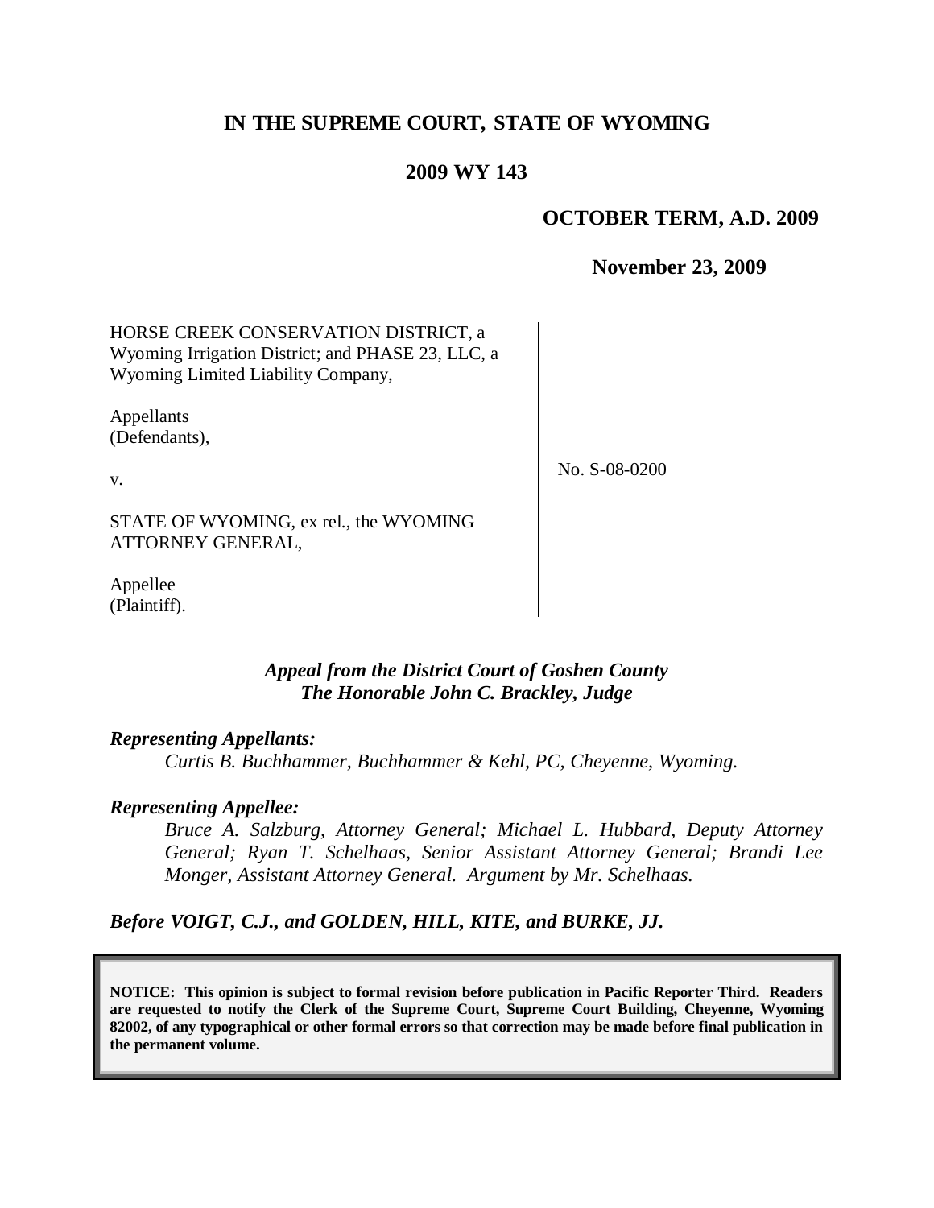# IN THE SUPREME COURT, STATE OF WYOMING

## 2009 WY 143

**OCTOBER TERM, A.D. 2009**

**November 23, 2009**

HORSE CREEK CONSERVATION DISTRICT, a Wyoming Irrigation District; and PHASE 23, LLC, a Wyoming Limited Liability Company,

Appellants (Defendants),

v.

STATE OF WYOMING, ex rel., the WYOMING ATTORNEY GENERAL,

Appellee (Plaintiff).

No. S-08-0200

*Appeal from the District Court of Goshen County*
*The Honorable John C. Brackley, Judge*

***Representing Appellants:***

*Curtis B. Buchhammer, Buchhammer & Kehl, PC, Cheyenne, Wyoming.*

***Representing Appellee:***

*Bruce A. Salzburg, Attorney General; Michael L. Hubbard, Deputy Attorney General; Ryan T. Schelhaas, Senior Assistant Attorney General; Brandi Lee Monger, Assistant Attorney General. Argument by Mr. Schelhaas.*

***Before VOIGT, C.J., and GOLDEN, HILL, KITE, and BURKE, JJ.***

**NOTICE: This opinion is subject to formal revision before publication in Pacific Reporter Third. Readers are requested to notify the Clerk of the Supreme Court, Supreme Court Building, Cheyenne, Wyoming 82002, of any typographical or other formal errors so that correction may be made before final publication in the permanent volume.**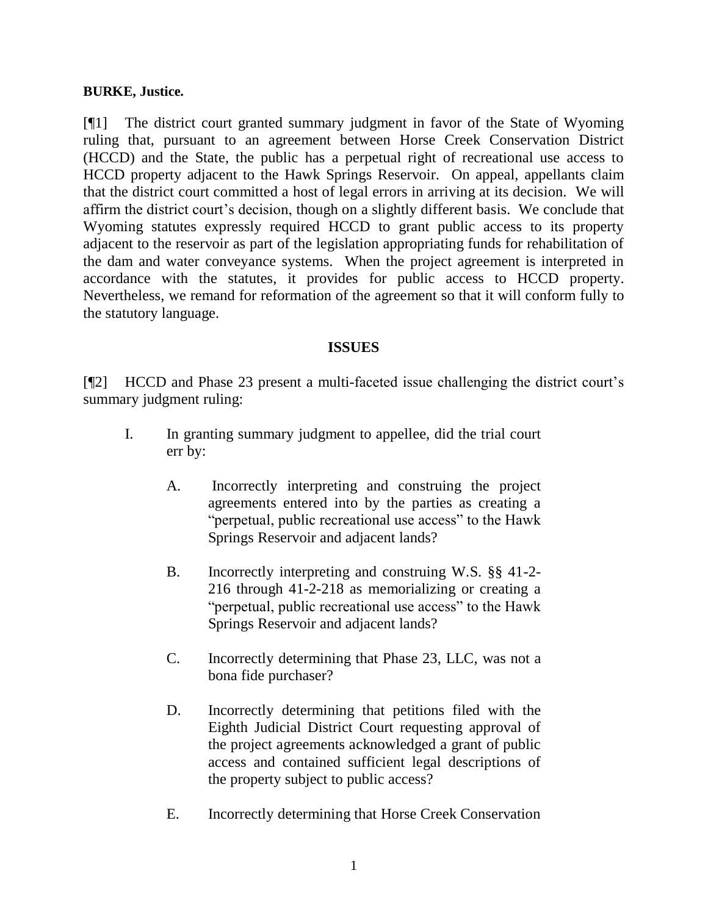**BURKE, Justice.**

[¶1] The district court granted summary judgment in favor of the State of Wyoming ruling that, pursuant to an agreement between Horse Creek Conservation District (HCCD) and the State, the public has a perpetual right of recreational use access to HCCD property adjacent to the Hawk Springs Reservoir. On appeal, appellants claim that the district court committed a host of legal errors in arriving at its decision. We will affirm the district court's decision, though on a slightly different basis. We conclude that Wyoming statutes expressly required HCCD to grant public access to its property adjacent to the reservoir as part of the legislation appropriating funds for rehabilitation of the dam and water conveyance systems. When the project agreement is interpreted in accordance with the statutes, it provides for public access to HCCD property. Nevertheless, we remand for reformation of the agreement so that it will conform fully to the statutory language.

## ISSUES

[¶2] HCCD and Phase 23 present a multi-faceted issue challenging the district court's summary judgment ruling:

> I. In granting summary judgment to appellee, did the trial court err by:
>
> A. Incorrectly interpreting and construing the project agreements entered into by the parties as creating a "perpetual, public recreational use access" to the Hawk Springs Reservoir and adjacent lands?
>
> B. Incorrectly interpreting and construing W.S. §§ 41-2-216 through 41-2-218 as memorializing or creating a "perpetual, public recreational use access" to the Hawk Springs Reservoir and adjacent lands?
>
> C. Incorrectly determining that Phase 23, LLC, was not a bona fide purchaser?
>
> D. Incorrectly determining that petitions filed with the Eighth Judicial District Court requesting approval of the project agreements acknowledged a grant of public access and contained sufficient legal descriptions of the property subject to public access?
>
> E. Incorrectly determining that Horse Creek Conservation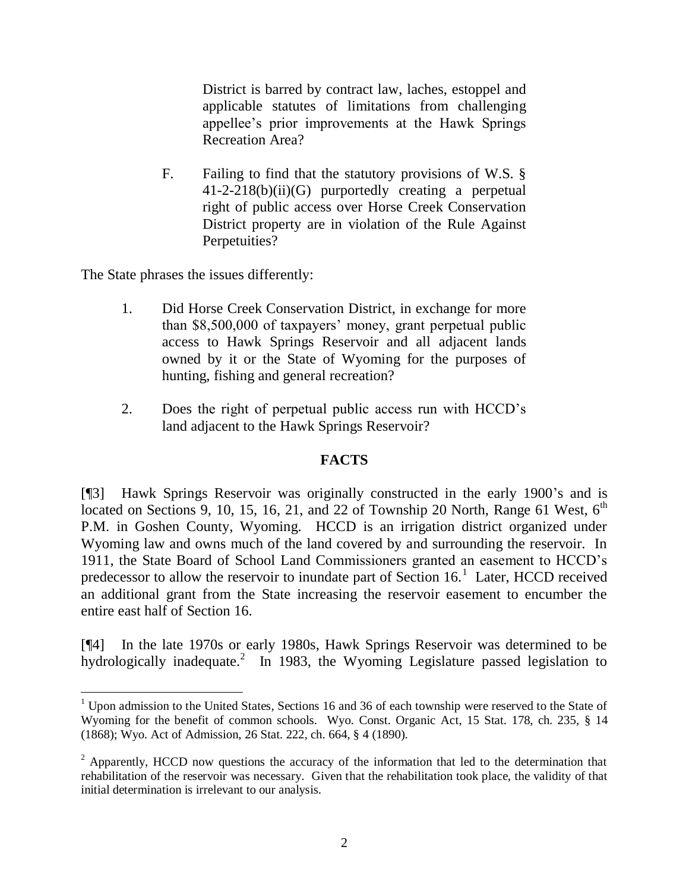District is barred by contract law, laches, estoppel and applicable statutes of limitations from challenging appellee's prior improvements at the Hawk Springs Recreation Area?

F. Failing to find that the statutory provisions of W.S. § 41-2-218(b)(ii)(G) purportedly creating a perpetual right of public access over Horse Creek Conservation District property are in violation of the Rule Against Perpetuities?

The State phrases the issues differently:

1. Did Horse Creek Conservation District, in exchange for more than $8,500,000 of taxpayers' money, grant perpetual public access to Hawk Springs Reservoir and all adjacent lands owned by it or the State of Wyoming for the purposes of hunting, fishing and general recreation?

2. Does the right of perpetual public access run with HCCD's land adjacent to the Hawk Springs Reservoir?

## FACTS

[¶3] Hawk Springs Reservoir was originally constructed in the early 1900's and is located on Sections 9, 10, 15, 16, 21, and 22 of Township 20 North, Range 61 West, 6th P.M. in Goshen County, Wyoming. HCCD is an irrigation district organized under Wyoming law and owns much of the land covered by and surrounding the reservoir. In 1911, the State Board of School Land Commissioners granted an easement to HCCD's predecessor to allow the reservoir to inundate part of Section 16.[1] Later, HCCD received an additional grant from the State increasing the reservoir easement to encumber the entire east half of Section 16.

[¶4] In the late 1970s or early 1980s, Hawk Springs Reservoir was determined to be hydrologically inadequate.[2] In 1983, the Wyoming Legislature passed legislation to

---

[1] Upon admission to the United States, Sections 16 and 36 of each township were reserved to the State of Wyoming for the benefit of common schools. Wyo. Const. Organic Act, 15 Stat. 178, ch. 235, § 14 (1868); Wyo. Act of Admission, 26 Stat. 222, ch. 664, § 4 (1890).

[2] Apparently, HCCD now questions the accuracy of the information that led to the determination that rehabilitation of the reservoir was necessary. Given that the rehabilitation took place, the validity of that initial determination is irrelevant to our analysis.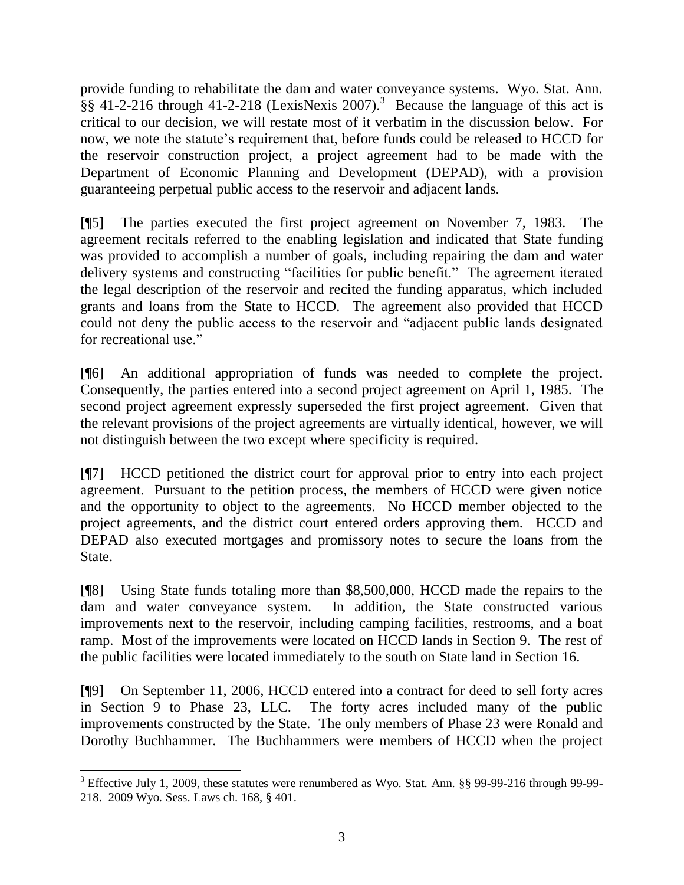provide funding to rehabilitate the dam and water conveyance systems. Wyo. Stat. Ann. §§ 41-2-216 through 41-2-218 (LexisNexis 2007).[3] Because the language of this act is critical to our decision, we will restate most of it verbatim in the discussion below. For now, we note the statute's requirement that, before funds could be released to HCCD for the reservoir construction project, a project agreement had to be made with the Department of Economic Planning and Development (DEPAD), with a provision guaranteeing perpetual public access to the reservoir and adjacent lands.

[¶5] The parties executed the first project agreement on November 7, 1983. The agreement recitals referred to the enabling legislation and indicated that State funding was provided to accomplish a number of goals, including repairing the dam and water delivery systems and constructing "facilities for public benefit." The agreement iterated the legal description of the reservoir and recited the funding apparatus, which included grants and loans from the State to HCCD. The agreement also provided that HCCD could not deny the public access to the reservoir and "adjacent public lands designated for recreational use."

[¶6] An additional appropriation of funds was needed to complete the project. Consequently, the parties entered into a second project agreement on April 1, 1985. The second project agreement expressly superseded the first project agreement. Given that the relevant provisions of the project agreements are virtually identical, however, we will not distinguish between the two except where specificity is required.

[¶7] HCCD petitioned the district court for approval prior to entry into each project agreement. Pursuant to the petition process, the members of HCCD were given notice and the opportunity to object to the agreements. No HCCD member objected to the project agreements, and the district court entered orders approving them. HCCD and DEPAD also executed mortgages and promissory notes to secure the loans from the State.

[¶8] Using State funds totaling more than $8,500,000, HCCD made the repairs to the dam and water conveyance system. In addition, the State constructed various improvements next to the reservoir, including camping facilities, restrooms, and a boat ramp. Most of the improvements were located on HCCD lands in Section 9. The rest of the public facilities were located immediately to the south on State land in Section 16.

[¶9] On September 11, 2006, HCCD entered into a contract for deed to sell forty acres in Section 9 to Phase 23, LLC. The forty acres included many of the public improvements constructed by the State. The only members of Phase 23 were Ronald and Dorothy Buchhammer. The Buchhammers were members of HCCD when the project

[3] Effective July 1, 2009, these statutes were renumbered as Wyo. Stat. Ann. §§ 99-99-216 through 99-99-218. 2009 Wyo. Sess. Laws ch. 168, § 401.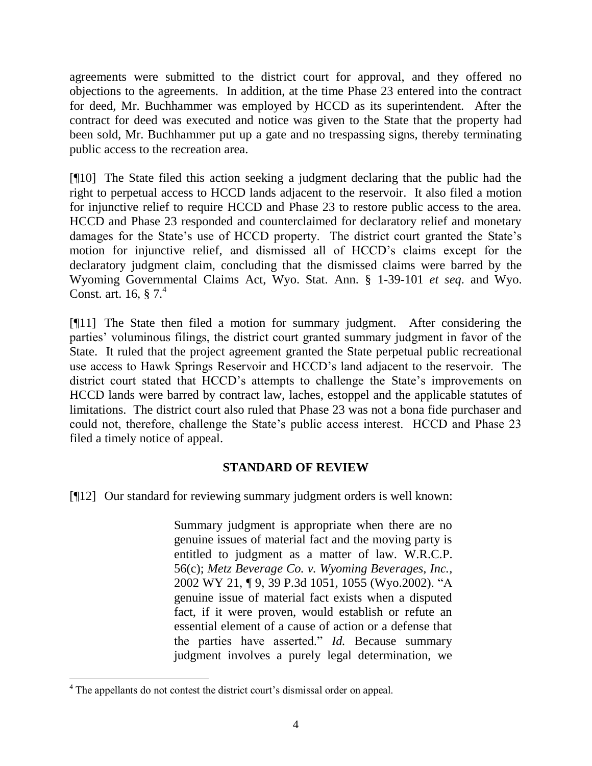agreements were submitted to the district court for approval, and they offered no objections to the agreements. In addition, at the time Phase 23 entered into the contract for deed, Mr. Buchhammer was employed by HCCD as its superintendent. After the contract for deed was executed and notice was given to the State that the property had been sold, Mr. Buchhammer put up a gate and no trespassing signs, thereby terminating public access to the recreation area.

[¶10] The State filed this action seeking a judgment declaring that the public had the right to perpetual access to HCCD lands adjacent to the reservoir. It also filed a motion for injunctive relief to require HCCD and Phase 23 to restore public access to the area. HCCD and Phase 23 responded and counterclaimed for declaratory relief and monetary damages for the State's use of HCCD property. The district court granted the State's motion for injunctive relief, and dismissed all of HCCD's claims except for the declaratory judgment claim, concluding that the dismissed claims were barred by the Wyoming Governmental Claims Act, Wyo. Stat. Ann. § 1-39-101 *et seq*. and Wyo. Const. art. 16, § 7.[4]

[¶11] The State then filed a motion for summary judgment. After considering the parties' voluminous filings, the district court granted summary judgment in favor of the State. It ruled that the project agreement granted the State perpetual public recreational use access to Hawk Springs Reservoir and HCCD's land adjacent to the reservoir. The district court stated that HCCD's attempts to challenge the State's improvements on HCCD lands were barred by contract law, laches, estoppel and the applicable statutes of limitations. The district court also ruled that Phase 23 was not a bona fide purchaser and could not, therefore, challenge the State's public access interest. HCCD and Phase 23 filed a timely notice of appeal.

## STANDARD OF REVIEW

[¶12] Our standard for reviewing summary judgment orders is well known:

> Summary judgment is appropriate when there are no genuine issues of material fact and the moving party is entitled to judgment as a matter of law. W.R.C.P. 56(c); *Metz Beverage Co. v. Wyoming Beverages, Inc.*, 2002 WY 21, ¶ 9, 39 P.3d 1051, 1055 (Wyo.2002). "A genuine issue of material fact exists when a disputed fact, if it were proven, would establish or refute an essential element of a cause of action or a defense that the parties have asserted." *Id.* Because summary judgment involves a purely legal determination, we

---

[4] The appellants do not contest the district court's dismissal order on appeal.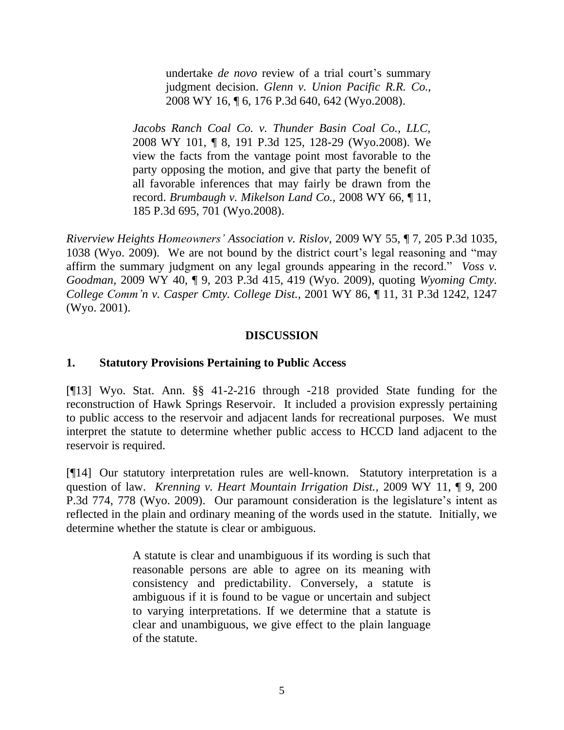> undertake *de novo* review of a trial court's summary judgment decision. *Glenn v. Union Pacific R.R. Co.*, 2008 WY 16, ¶ 6, 176 P.3d 640, 642 (Wyo.2008).
>
> *Jacobs Ranch Coal Co. v. Thunder Basin Coal Co., LLC*, 2008 WY 101, ¶ 8, 191 P.3d 125, 128-29 (Wyo.2008). We view the facts from the vantage point most favorable to the party opposing the motion, and give that party the benefit of all favorable inferences that may fairly be drawn from the record. *Brumbaugh v. Mikelson Land Co.*, 2008 WY 66, ¶ 11, 185 P.3d 695, 701 (Wyo.2008).

*Riverview Heights Homeowners' Association v. Rislov*, 2009 WY 55, ¶ 7, 205 P.3d 1035, 1038 (Wyo. 2009). We are not bound by the district court's legal reasoning and "may affirm the summary judgment on any legal grounds appearing in the record." *Voss v. Goodman*, 2009 WY 40, ¶ 9, 203 P.3d 415, 419 (Wyo. 2009), quoting *Wyoming Cmty. College Comm'n v. Casper Cmty. College Dist.*, 2001 WY 86, ¶ 11, 31 P.3d 1242, 1247 (Wyo. 2001).

## DISCUSSION

### 1. Statutory Provisions Pertaining to Public Access

[¶13] Wyo. Stat. Ann. §§ 41-2-216 through -218 provided State funding for the reconstruction of Hawk Springs Reservoir. It included a provision expressly pertaining to public access to the reservoir and adjacent lands for recreational purposes. We must interpret the statute to determine whether public access to HCCD land adjacent to the reservoir is required.

[¶14] Our statutory interpretation rules are well-known. Statutory interpretation is a question of law. *Krenning v. Heart Mountain Irrigation Dist.*, 2009 WY 11, ¶ 9, 200 P.3d 774, 778 (Wyo. 2009). Our paramount consideration is the legislature's intent as reflected in the plain and ordinary meaning of the words used in the statute. Initially, we determine whether the statute is clear or ambiguous.

> A statute is clear and unambiguous if its wording is such that reasonable persons are able to agree on its meaning with consistency and predictability. Conversely, a statute is ambiguous if it is found to be vague or uncertain and subject to varying interpretations. If we determine that a statute is clear and unambiguous, we give effect to the plain language of the statute.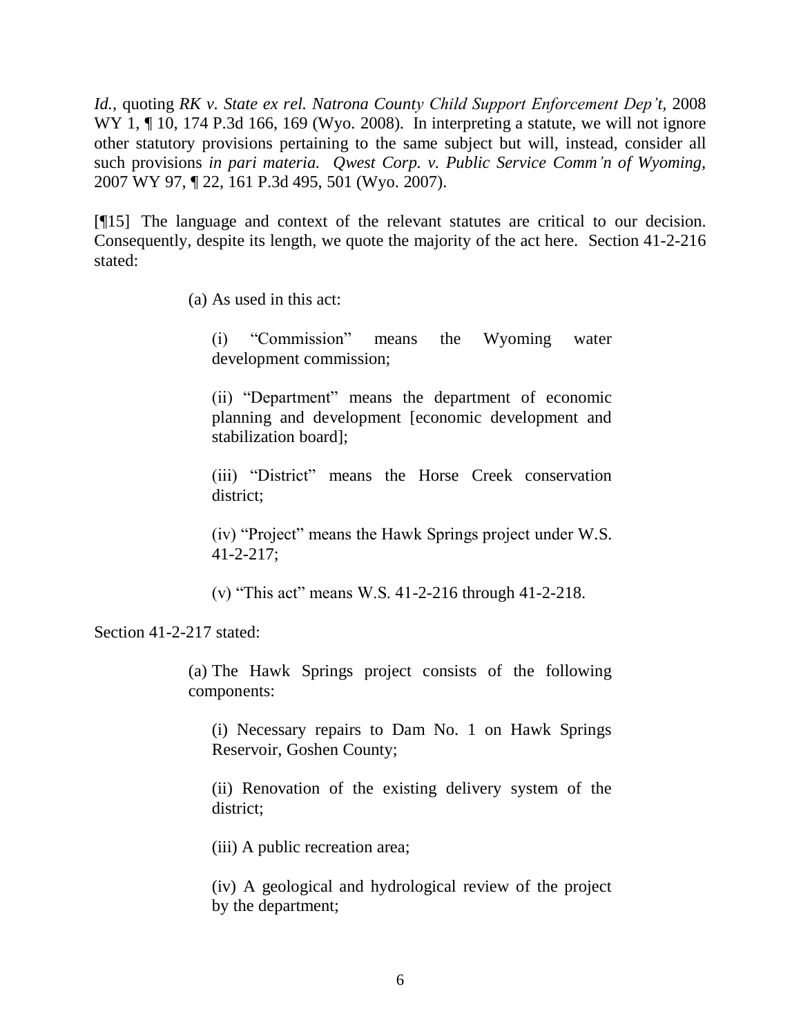*Id.*, quoting *RK v. State ex rel. Natrona County Child Support Enforcement Dep't*, 2008 WY 1, ¶ 10, 174 P.3d 166, 169 (Wyo. 2008). In interpreting a statute, we will not ignore other statutory provisions pertaining to the same subject but will, instead, consider all such provisions *in pari materia. Qwest Corp. v. Public Service Comm'n of Wyoming*, 2007 WY 97, ¶ 22, 161 P.3d 495, 501 (Wyo. 2007).

[¶15] The language and context of the relevant statutes are critical to our decision. Consequently, despite its length, we quote the majority of the act here. Section 41-2-216 stated:

> (a) As used in this act:
>
> > (i) "Commission" means the Wyoming water development commission;
> >
> > (ii) "Department" means the department of economic planning and development [economic development and stabilization board];
> >
> > (iii) "District" means the Horse Creek conservation district;
> >
> > (iv) "Project" means the Hawk Springs project under W.S. 41-2-217;
> >
> > (v) "This act" means W.S. 41-2-216 through 41-2-218.

Section 41-2-217 stated:

> (a) The Hawk Springs project consists of the following components:
>
> > (i) Necessary repairs to Dam No. 1 on Hawk Springs Reservoir, Goshen County;
> >
> > (ii) Renovation of the existing delivery system of the district;
> >
> > (iii) A public recreation area;
> >
> > (iv) A geological and hydrological review of the project by the department;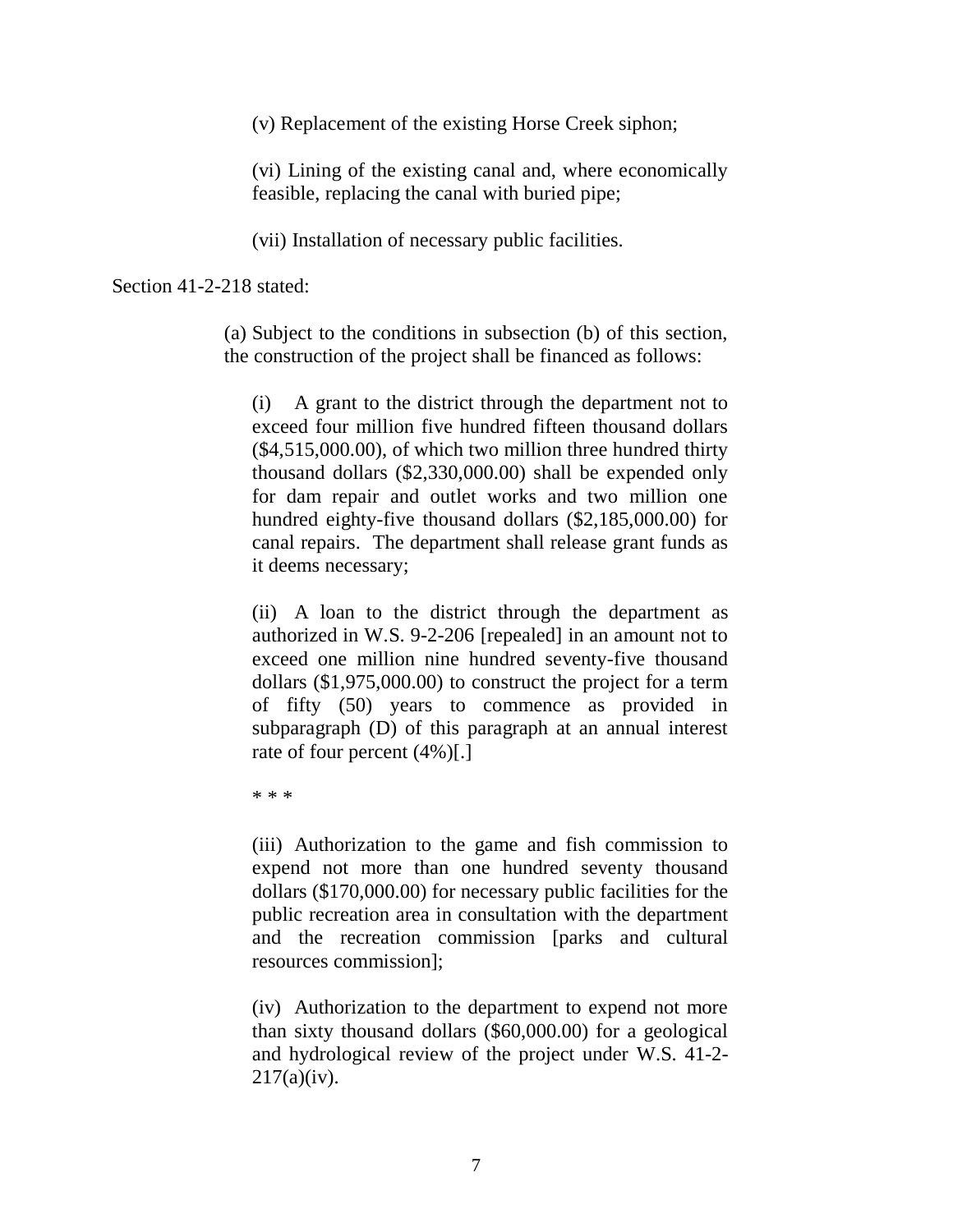> (v) Replacement of the existing Horse Creek siphon;
>
> (vi) Lining of the existing canal and, where economically feasible, replacing the canal with buried pipe;
>
> (vii) Installation of necessary public facilities.

Section 41-2-218 stated:

> (a) Subject to the conditions in subsection (b) of this section, the construction of the project shall be financed as follows:
>
> > (i) A grant to the district through the department not to exceed four million five hundred fifteen thousand dollars ($4,515,000.00), of which two million three hundred thirty thousand dollars ($2,330,000.00) shall be expended only for dam repair and outlet works and two million one hundred eighty-five thousand dollars ($2,185,000.00) for canal repairs. The department shall release grant funds as it deems necessary;
> >
> > (ii) A loan to the district through the department as authorized in W.S. 9-2-206 [repealed] in an amount not to exceed one million nine hundred seventy-five thousand dollars ($1,975,000.00) to construct the project for a term of fifty (50) years to commence as provided in subparagraph (D) of this paragraph at an annual interest rate of four percent (4%)[.]
> >
> > * * *
> >
> > (iii) Authorization to the game and fish commission to expend not more than one hundred seventy thousand dollars ($170,000.00) for necessary public facilities for the public recreation area in consultation with the department and the recreation commission [parks and cultural resources commission];
> >
> > (iv) Authorization to the department to expend not more than sixty thousand dollars ($60,000.00) for a geological and hydrological review of the project under W.S. 41-2-217(a)(iv).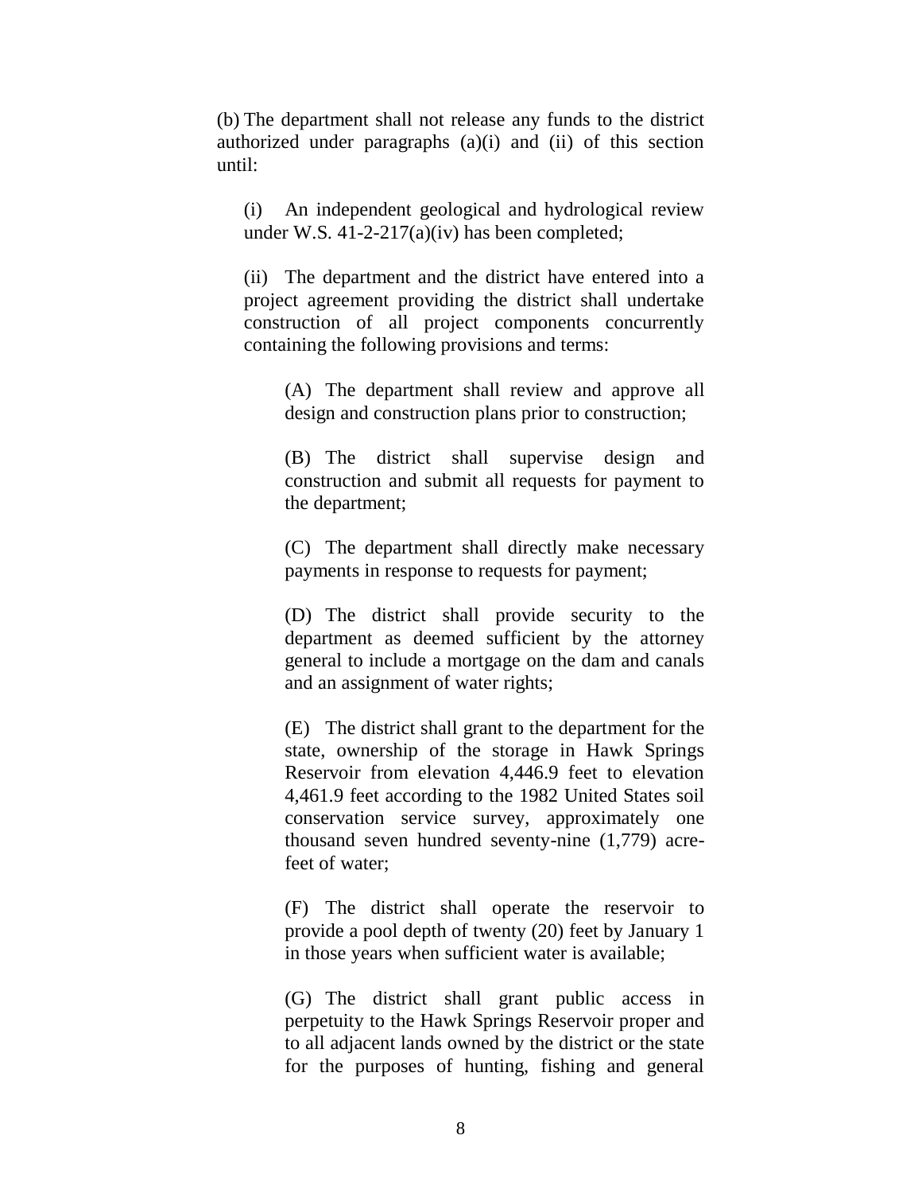(b) The department shall not release any funds to the district authorized under paragraphs (a)(i) and (ii) of this section until:

(i) An independent geological and hydrological review under W.S. 41-2-217(a)(iv) has been completed;

(ii) The department and the district have entered into a project agreement providing the district shall undertake construction of all project components concurrently containing the following provisions and terms:

(A) The department shall review and approve all design and construction plans prior to construction;

(B) The district shall supervise design and construction and submit all requests for payment to the department;

(C) The department shall directly make necessary payments in response to requests for payment;

(D) The district shall provide security to the department as deemed sufficient by the attorney general to include a mortgage on the dam and canals and an assignment of water rights;

(E) The district shall grant to the department for the state, ownership of the storage in Hawk Springs Reservoir from elevation 4,446.9 feet to elevation 4,461.9 feet according to the 1982 United States soil conservation service survey, approximately one thousand seven hundred seventy-nine (1,779) acre-feet of water;

(F) The district shall operate the reservoir to provide a pool depth of twenty (20) feet by January 1 in those years when sufficient water is available;

(G) The district shall grant public access in perpetuity to the Hawk Springs Reservoir proper and to all adjacent lands owned by the district or the state for the purposes of hunting, fishing and general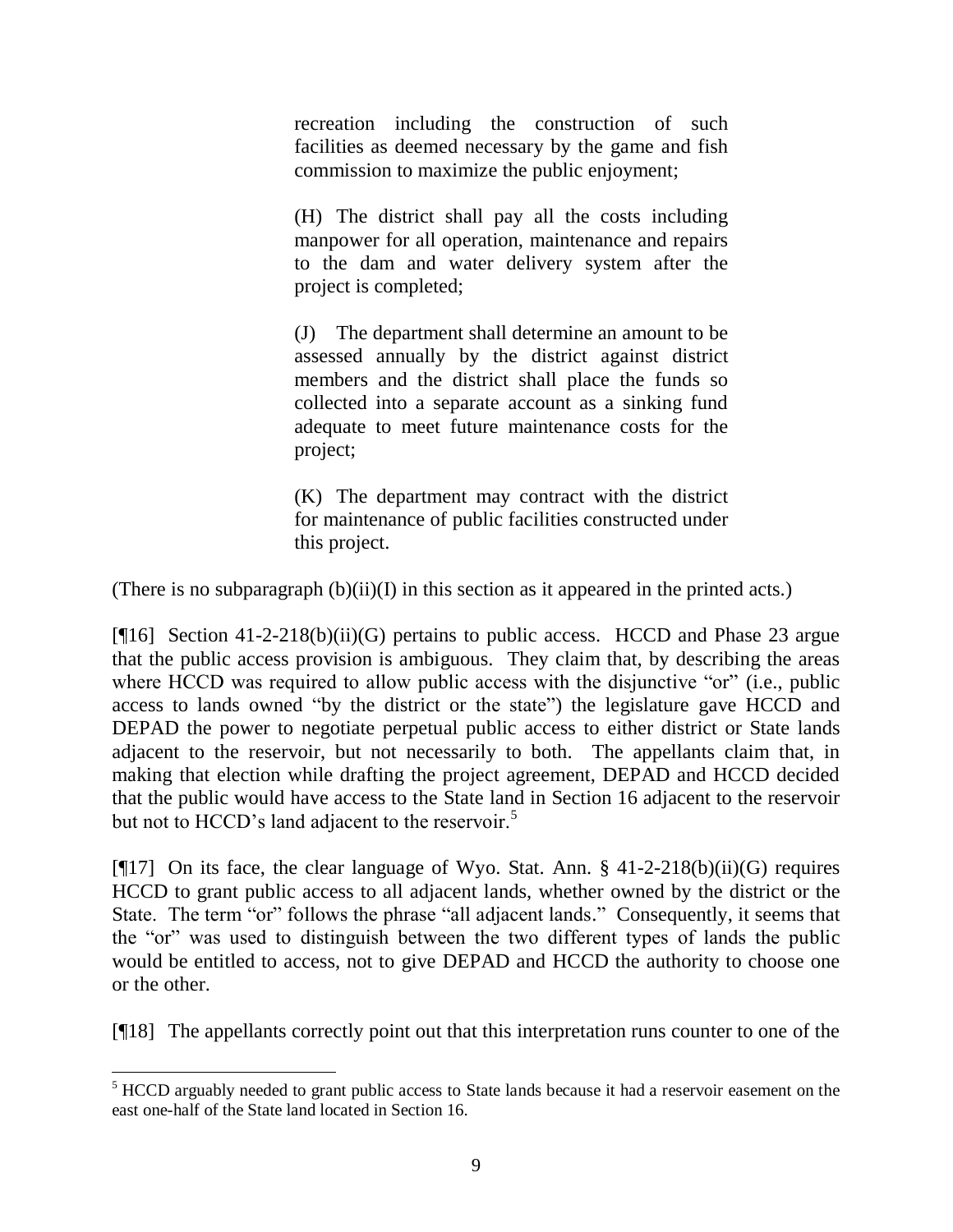> recreation including the construction of such facilities as deemed necessary by the game and fish commission to maximize the public enjoyment;
>
> (H) The district shall pay all the costs including manpower for all operation, maintenance and repairs to the dam and water delivery system after the project is completed;
>
> (J) The department shall determine an amount to be assessed annually by the district against district members and the district shall place the funds so collected into a separate account as a sinking fund adequate to meet future maintenance costs for the project;
>
> (K) The department may contract with the district for maintenance of public facilities constructed under this project.

(There is no subparagraph (b)(ii)(I) in this section as it appeared in the printed acts.)

[¶16] Section 41-2-218(b)(ii)(G) pertains to public access. HCCD and Phase 23 argue that the public access provision is ambiguous. They claim that, by describing the areas where HCCD was required to allow public access with the disjunctive "or" (i.e., public access to lands owned "by the district or the state") the legislature gave HCCD and DEPAD the power to negotiate perpetual public access to either district or State lands adjacent to the reservoir, but not necessarily to both. The appellants claim that, in making that election while drafting the project agreement, DEPAD and HCCD decided that the public would have access to the State land in Section 16 adjacent to the reservoir but not to HCCD's land adjacent to the reservoir.[5]

[¶17] On its face, the clear language of Wyo. Stat. Ann. § 41-2-218(b)(ii)(G) requires HCCD to grant public access to all adjacent lands, whether owned by the district or the State. The term "or" follows the phrase "all adjacent lands." Consequently, it seems that the "or" was used to distinguish between the two different types of lands the public would be entitled to access, not to give DEPAD and HCCD the authority to choose one or the other.

[¶18] The appellants correctly point out that this interpretation runs counter to one of the

---

[5] HCCD arguably needed to grant public access to State lands because it had a reservoir easement on the east one-half of the State land located in Section 16.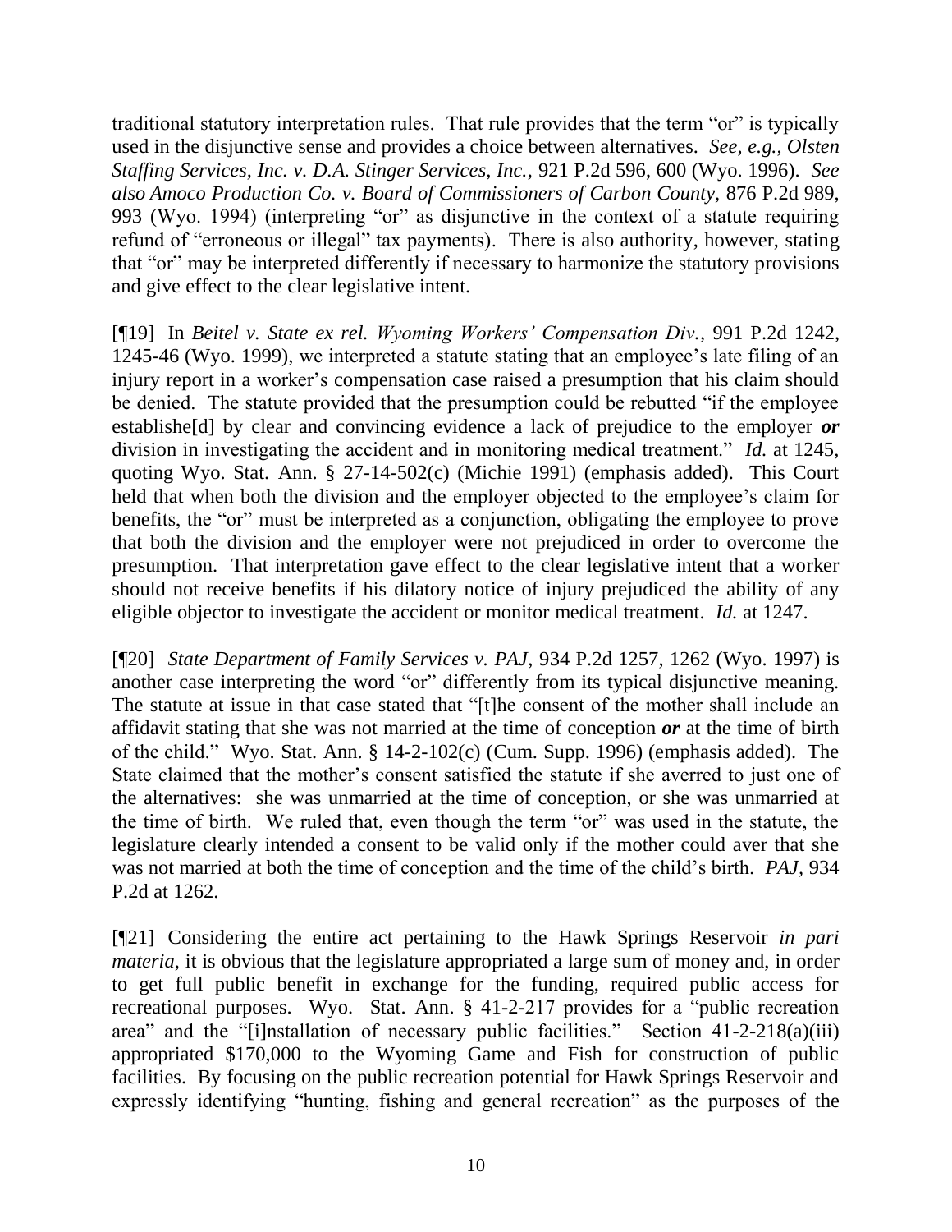traditional statutory interpretation rules. That rule provides that the term "or" is typically used in the disjunctive sense and provides a choice between alternatives. *See, e.g., Olsten Staffing Services, Inc. v. D.A. Stinger Services, Inc.,* 921 P.2d 596, 600 (Wyo. 1996). *See also Amoco Production Co. v. Board of Commissioners of Carbon County,* 876 P.2d 989, 993 (Wyo. 1994) (interpreting "or" as disjunctive in the context of a statute requiring refund of "erroneous or illegal" tax payments). There is also authority, however, stating that "or" may be interpreted differently if necessary to harmonize the statutory provisions and give effect to the clear legislative intent.

[¶19] In *Beitel v. State ex rel. Wyoming Workers' Compensation Div.,* 991 P.2d 1242, 1245-46 (Wyo. 1999), we interpreted a statute stating that an employee's late filing of an injury report in a worker's compensation case raised a presumption that his claim should be denied. The statute provided that the presumption could be rebutted "if the employee establishe[d] by clear and convincing evidence a lack of prejudice to the employer ***or*** division in investigating the accident and in monitoring medical treatment." *Id.* at 1245, quoting Wyo. Stat. Ann. § 27-14-502(c) (Michie 1991) (emphasis added). This Court held that when both the division and the employer objected to the employee's claim for benefits, the "or" must be interpreted as a conjunction, obligating the employee to prove that both the division and the employer were not prejudiced in order to overcome the presumption. That interpretation gave effect to the clear legislative intent that a worker should not receive benefits if his dilatory notice of injury prejudiced the ability of any eligible objector to investigate the accident or monitor medical treatment. *Id.* at 1247.

[¶20] *State Department of Family Services v. PAJ,* 934 P.2d 1257, 1262 (Wyo. 1997) is another case interpreting the word "or" differently from its typical disjunctive meaning. The statute at issue in that case stated that "[t]he consent of the mother shall include an affidavit stating that she was not married at the time of conception ***or*** at the time of birth of the child." Wyo. Stat. Ann. § 14-2-102(c) (Cum. Supp. 1996) (emphasis added). The State claimed that the mother's consent satisfied the statute if she averred to just one of the alternatives: she was unmarried at the time of conception, or she was unmarried at the time of birth. We ruled that, even though the term "or" was used in the statute, the legislature clearly intended a consent to be valid only if the mother could aver that she was not married at both the time of conception and the time of the child's birth. *PAJ,* 934 P.2d at 1262.

[¶21] Considering the entire act pertaining to the Hawk Springs Reservoir *in pari materia*, it is obvious that the legislature appropriated a large sum of money and, in order to get full public benefit in exchange for the funding, required public access for recreational purposes. Wyo. Stat. Ann. § 41-2-217 provides for a "public recreation area" and the "[i]nstallation of necessary public facilities." Section 41-2-218(a)(iii) appropriated $170,000 to the Wyoming Game and Fish for construction of public facilities. By focusing on the public recreation potential for Hawk Springs Reservoir and expressly identifying "hunting, fishing and general recreation" as the purposes of the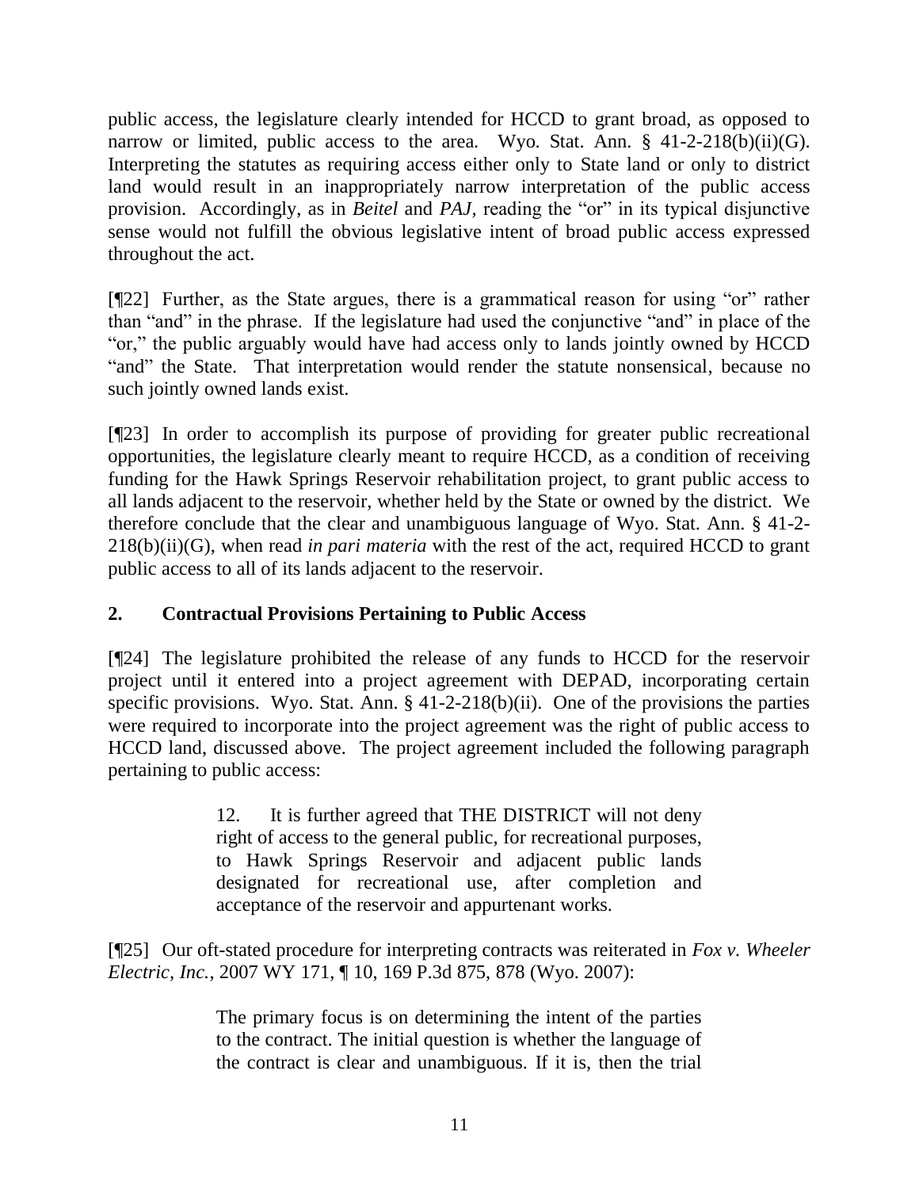public access, the legislature clearly intended for HCCD to grant broad, as opposed to narrow or limited, public access to the area. Wyo. Stat. Ann. § 41-2-218(b)(ii)(G). Interpreting the statutes as requiring access either only to State land or only to district land would result in an inappropriately narrow interpretation of the public access provision. Accordingly, as in *Beitel* and *PAJ,* reading the "or" in its typical disjunctive sense would not fulfill the obvious legislative intent of broad public access expressed throughout the act.

[¶22] Further, as the State argues, there is a grammatical reason for using "or" rather than "and" in the phrase. If the legislature had used the conjunctive "and" in place of the "or," the public arguably would have had access only to lands jointly owned by HCCD "and" the State. That interpretation would render the statute nonsensical, because no such jointly owned lands exist.

[¶23] In order to accomplish its purpose of providing for greater public recreational opportunities, the legislature clearly meant to require HCCD, as a condition of receiving funding for the Hawk Springs Reservoir rehabilitation project, to grant public access to all lands adjacent to the reservoir, whether held by the State or owned by the district. We therefore conclude that the clear and unambiguous language of Wyo. Stat. Ann. § 41-2-218(b)(ii)(G), when read *in pari materia* with the rest of the act, required HCCD to grant public access to all of its lands adjacent to the reservoir.

## 2. Contractual Provisions Pertaining to Public Access

[¶24] The legislature prohibited the release of any funds to HCCD for the reservoir project until it entered into a project agreement with DEPAD, incorporating certain specific provisions. Wyo. Stat. Ann. § 41-2-218(b)(ii). One of the provisions the parties were required to incorporate into the project agreement was the right of public access to HCCD land, discussed above. The project agreement included the following paragraph pertaining to public access:

> 12. It is further agreed that THE DISTRICT will not deny right of access to the general public, for recreational purposes, to Hawk Springs Reservoir and adjacent public lands designated for recreational use, after completion and acceptance of the reservoir and appurtenant works.

[¶25] Our oft-stated procedure for interpreting contracts was reiterated in *Fox v. Wheeler Electric, Inc.*, 2007 WY 171, ¶ 10, 169 P.3d 875, 878 (Wyo. 2007):

> The primary focus is on determining the intent of the parties to the contract. The initial question is whether the language of the contract is clear and unambiguous. If it is, then the trial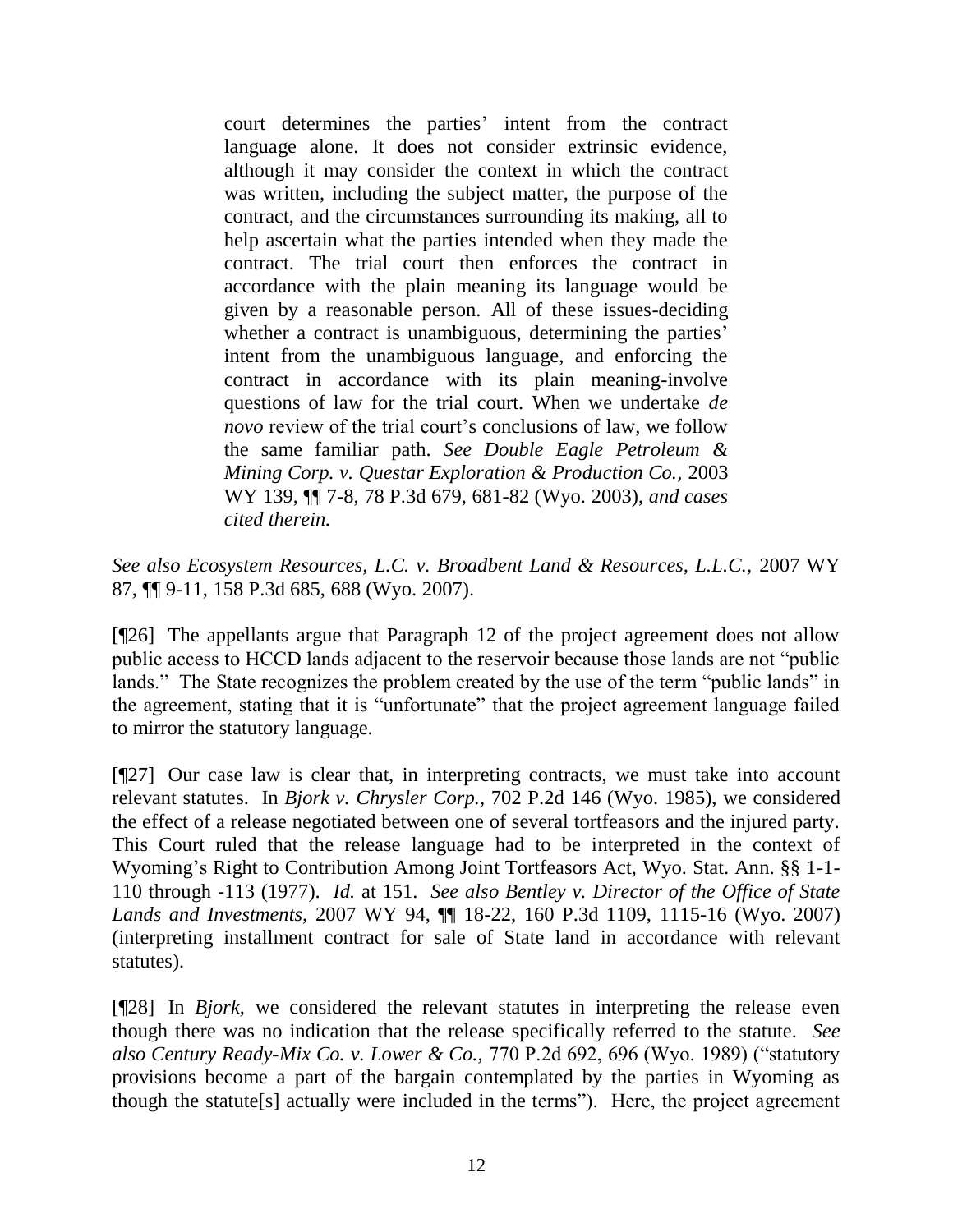> court determines the parties' intent from the contract language alone. It does not consider extrinsic evidence, although it may consider the context in which the contract was written, including the subject matter, the purpose of the contract, and the circumstances surrounding its making, all to help ascertain what the parties intended when they made the contract. The trial court then enforces the contract in accordance with the plain meaning its language would be given by a reasonable person. All of these issues-deciding whether a contract is unambiguous, determining the parties' intent from the unambiguous language, and enforcing the contract in accordance with its plain meaning-involve questions of law for the trial court. When we undertake *de novo* review of the trial court's conclusions of law, we follow the same familiar path. *See Double Eagle Petroleum & Mining Corp. v. Questar Exploration & Production Co.,* 2003 WY 139, ¶¶ 7-8, 78 P.3d 679, 681-82 (Wyo. 2003), *and cases cited therein.*

*See also Ecosystem Resources, L.C. v. Broadbent Land & Resources, L.L.C.,* 2007 WY 87, ¶¶ 9-11, 158 P.3d 685, 688 (Wyo. 2007).

[¶26] The appellants argue that Paragraph 12 of the project agreement does not allow public access to HCCD lands adjacent to the reservoir because those lands are not "public lands." The State recognizes the problem created by the use of the term "public lands" in the agreement, stating that it is "unfortunate" that the project agreement language failed to mirror the statutory language.

[¶27] Our case law is clear that, in interpreting contracts, we must take into account relevant statutes. In *Bjork v. Chrysler Corp.,* 702 P.2d 146 (Wyo. 1985), we considered the effect of a release negotiated between one of several tortfeasors and the injured party. This Court ruled that the release language had to be interpreted in the context of Wyoming's Right to Contribution Among Joint Tortfeasors Act, Wyo. Stat. Ann. §§ 1-1-110 through -113 (1977). *Id.* at 151. *See also Bentley v. Director of the Office of State Lands and Investments,* 2007 WY 94, ¶¶ 18-22, 160 P.3d 1109, 1115-16 (Wyo. 2007) (interpreting installment contract for sale of State land in accordance with relevant statutes).

[¶28] In *Bjork,* we considered the relevant statutes in interpreting the release even though there was no indication that the release specifically referred to the statute. *See also Century Ready-Mix Co. v. Lower & Co.,* 770 P.2d 692, 696 (Wyo. 1989) ("statutory provisions become a part of the bargain contemplated by the parties in Wyoming as though the statute[s] actually were included in the terms"). Here, the project agreement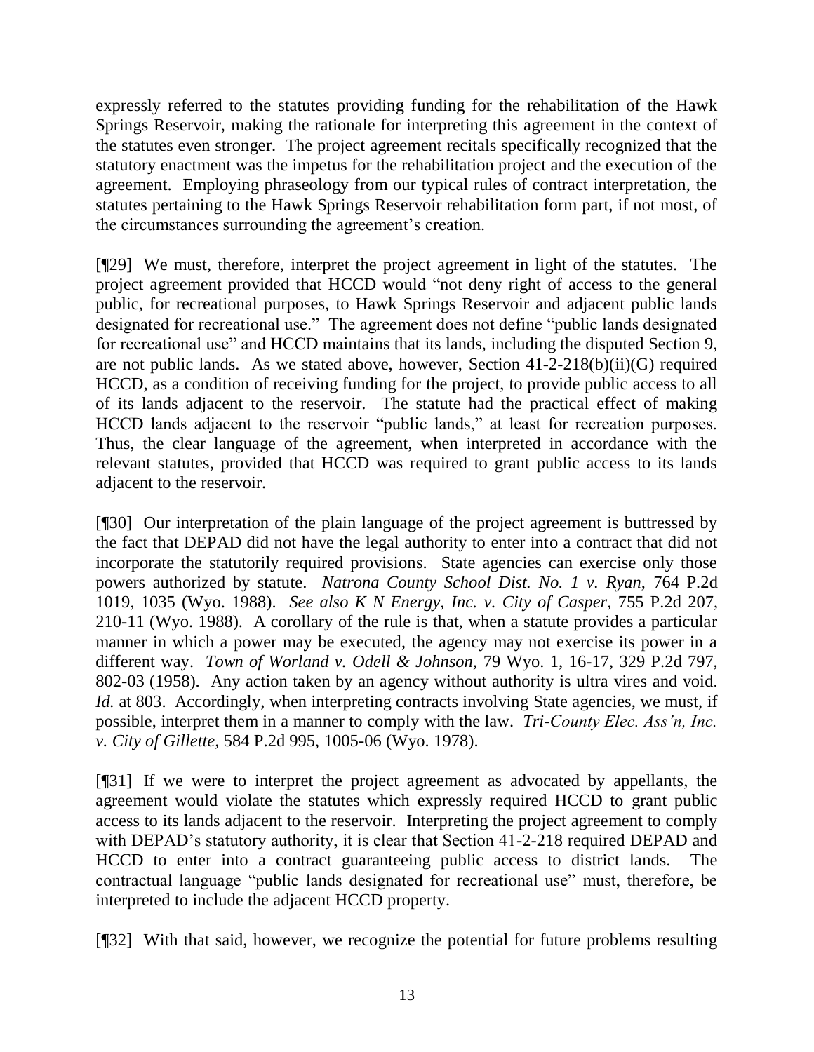expressly referred to the statutes providing funding for the rehabilitation of the Hawk Springs Reservoir, making the rationale for interpreting this agreement in the context of the statutes even stronger. The project agreement recitals specifically recognized that the statutory enactment was the impetus for the rehabilitation project and the execution of the agreement. Employing phraseology from our typical rules of contract interpretation, the statutes pertaining to the Hawk Springs Reservoir rehabilitation form part, if not most, of the circumstances surrounding the agreement's creation.

[¶29] We must, therefore, interpret the project agreement in light of the statutes. The project agreement provided that HCCD would "not deny right of access to the general public, for recreational purposes, to Hawk Springs Reservoir and adjacent public lands designated for recreational use." The agreement does not define "public lands designated for recreational use" and HCCD maintains that its lands, including the disputed Section 9, are not public lands. As we stated above, however, Section 41-2-218(b)(ii)(G) required HCCD, as a condition of receiving funding for the project, to provide public access to all of its lands adjacent to the reservoir. The statute had the practical effect of making HCCD lands adjacent to the reservoir "public lands," at least for recreation purposes. Thus, the clear language of the agreement, when interpreted in accordance with the relevant statutes, provided that HCCD was required to grant public access to its lands adjacent to the reservoir.

[¶30] Our interpretation of the plain language of the project agreement is buttressed by the fact that DEPAD did not have the legal authority to enter into a contract that did not incorporate the statutorily required provisions. State agencies can exercise only those powers authorized by statute. *Natrona County School Dist. No. 1 v. Ryan*, 764 P.2d 1019, 1035 (Wyo. 1988). *See also K N Energy, Inc. v. City of Casper*, 755 P.2d 207, 210-11 (Wyo. 1988). A corollary of the rule is that, when a statute provides a particular manner in which a power may be executed, the agency may not exercise its power in a different way. *Town of Worland v. Odell & Johnson*, 79 Wyo. 1, 16-17, 329 P.2d 797, 802-03 (1958). Any action taken by an agency without authority is ultra vires and void. *Id.* at 803. Accordingly, when interpreting contracts involving State agencies, we must, if possible, interpret them in a manner to comply with the law. *Tri-County Elec. Ass'n, Inc. v. City of Gillette*, 584 P.2d 995, 1005-06 (Wyo. 1978).

[¶31] If we were to interpret the project agreement as advocated by appellants, the agreement would violate the statutes which expressly required HCCD to grant public access to its lands adjacent to the reservoir. Interpreting the project agreement to comply with DEPAD's statutory authority, it is clear that Section 41-2-218 required DEPAD and HCCD to enter into a contract guaranteeing public access to district lands. The contractual language "public lands designated for recreational use" must, therefore, be interpreted to include the adjacent HCCD property.

[¶32] With that said, however, we recognize the potential for future problems resulting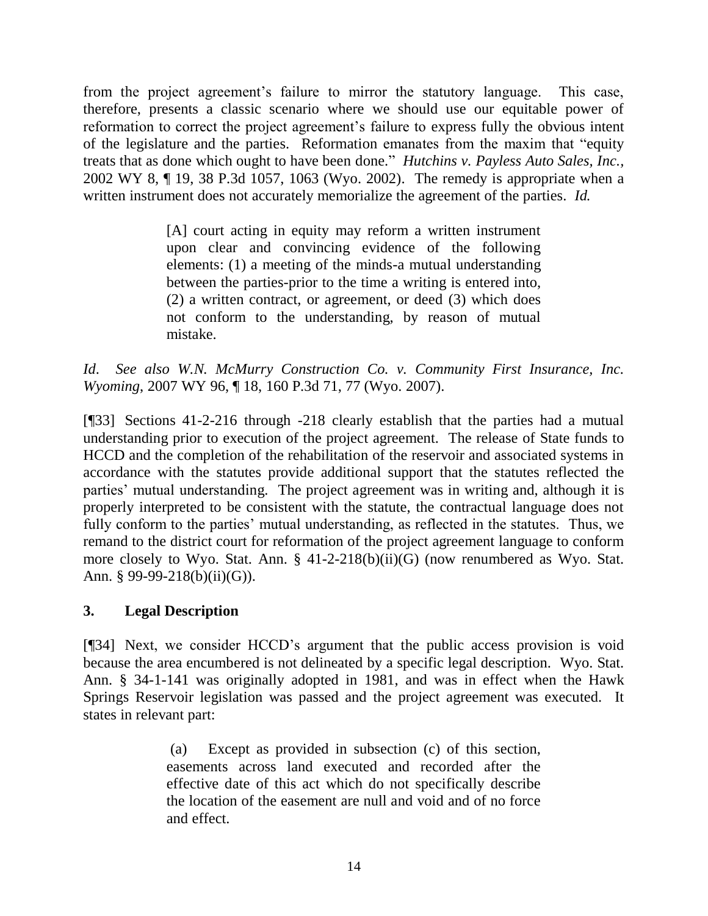from the project agreement's failure to mirror the statutory language. This case, therefore, presents a classic scenario where we should use our equitable power of reformation to correct the project agreement's failure to express fully the obvious intent of the legislature and the parties. Reformation emanates from the maxim that "equity treats that as done which ought to have been done." *Hutchins v. Payless Auto Sales, Inc.*, 2002 WY 8, ¶ 19, 38 P.3d 1057, 1063 (Wyo. 2002). The remedy is appropriate when a written instrument does not accurately memorialize the agreement of the parties. *Id.*

> [A] court acting in equity may reform a written instrument upon clear and convincing evidence of the following elements: (1) a meeting of the minds-a mutual understanding between the parties-prior to the time a writing is entered into, (2) a written contract, or agreement, or deed (3) which does not conform to the understanding, by reason of mutual mistake.

*Id*. *See also W.N. McMurry Construction Co. v. Community First Insurance, Inc. Wyoming*, 2007 WY 96, ¶ 18, 160 P.3d 71, 77 (Wyo. 2007).

[¶33] Sections 41-2-216 through -218 clearly establish that the parties had a mutual understanding prior to execution of the project agreement. The release of State funds to HCCD and the completion of the rehabilitation of the reservoir and associated systems in accordance with the statutes provide additional support that the statutes reflected the parties' mutual understanding. The project agreement was in writing and, although it is properly interpreted to be consistent with the statute, the contractual language does not fully conform to the parties' mutual understanding, as reflected in the statutes. Thus, we remand to the district court for reformation of the project agreement language to conform more closely to Wyo. Stat. Ann. § 41-2-218(b)(ii)(G) (now renumbered as Wyo. Stat. Ann. § 99-99-218(b)(ii)(G)).

### 3. Legal Description

[¶34] Next, we consider HCCD's argument that the public access provision is void because the area encumbered is not delineated by a specific legal description. Wyo. Stat. Ann. § 34-1-141 was originally adopted in 1981, and was in effect when the Hawk Springs Reservoir legislation was passed and the project agreement was executed. It states in relevant part:

> (a) Except as provided in subsection (c) of this section, easements across land executed and recorded after the effective date of this act which do not specifically describe the location of the easement are null and void and of no force and effect.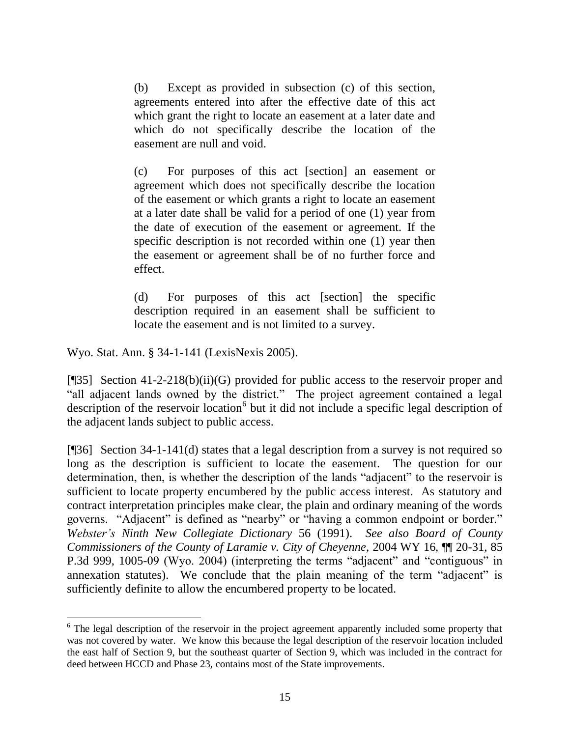> (b) Except as provided in subsection (c) of this section, agreements entered into after the effective date of this act which grant the right to locate an easement at a later date and which do not specifically describe the location of the easement are null and void.
>
> (c) For purposes of this act [section] an easement or agreement which does not specifically describe the location of the easement or which grants a right to locate an easement at a later date shall be valid for a period of one (1) year from the date of execution of the easement or agreement. If the specific description is not recorded within one (1) year then the easement or agreement shall be of no further force and effect.
>
> (d) For purposes of this act [section] the specific description required in an easement shall be sufficient to locate the easement and is not limited to a survey.

Wyo. Stat. Ann. § 34-1-141 (LexisNexis 2005).

[¶35] Section 41-2-218(b)(ii)(G) provided for public access to the reservoir proper and "all adjacent lands owned by the district." The project agreement contained a legal description of the reservoir location[6] but it did not include a specific legal description of the adjacent lands subject to public access.

[¶36] Section 34-1-141(d) states that a legal description from a survey is not required so long as the description is sufficient to locate the easement. The question for our determination, then, is whether the description of the lands "adjacent" to the reservoir is sufficient to locate property encumbered by the public access interest. As statutory and contract interpretation principles make clear, the plain and ordinary meaning of the words governs. "Adjacent" is defined as "nearby" or "having a common endpoint or border." *Webster's Ninth New Collegiate Dictionary* 56 (1991). *See also Board of County Commissioners of the County of Laramie v. City of Cheyenne*, 2004 WY 16, ¶¶ 20-31, 85 P.3d 999, 1005-09 (Wyo. 2004) (interpreting the terms "adjacent" and "contiguous" in annexation statutes). We conclude that the plain meaning of the term "adjacent" is sufficiently definite to allow the encumbered property to be located.

---

[6] The legal description of the reservoir in the project agreement apparently included some property that was not covered by water. We know this because the legal description of the reservoir location included the east half of Section 9, but the southeast quarter of Section 9, which was included in the contract for deed between HCCD and Phase 23, contains most of the State improvements.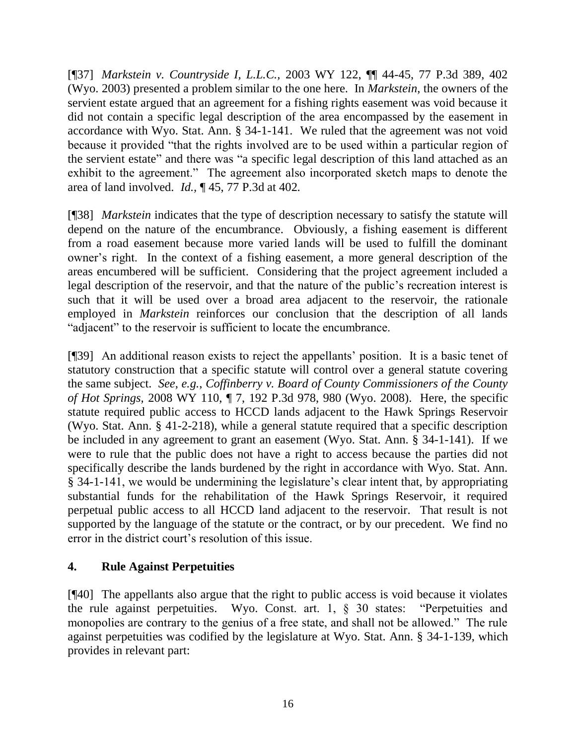[¶37] *Markstein v. Countryside I, L.L.C.*, 2003 WY 122, ¶¶ 44-45, 77 P.3d 389, 402 (Wyo. 2003) presented a problem similar to the one here. In *Markstein*, the owners of the servient estate argued that an agreement for a fishing rights easement was void because it did not contain a specific legal description of the area encompassed by the easement in accordance with Wyo. Stat. Ann. § 34-1-141. We ruled that the agreement was not void because it provided "that the rights involved are to be used within a particular region of the servient estate" and there was "a specific legal description of this land attached as an exhibit to the agreement." The agreement also incorporated sketch maps to denote the area of land involved. *Id.*, ¶ 45, 77 P.3d at 402.

[¶38] *Markstein* indicates that the type of description necessary to satisfy the statute will depend on the nature of the encumbrance. Obviously, a fishing easement is different from a road easement because more varied lands will be used to fulfill the dominant owner's right. In the context of a fishing easement, a more general description of the areas encumbered will be sufficient. Considering that the project agreement included a legal description of the reservoir, and that the nature of the public's recreation interest is such that it will be used over a broad area adjacent to the reservoir, the rationale employed in *Markstein* reinforces our conclusion that the description of all lands "adjacent" to the reservoir is sufficient to locate the encumbrance.

[¶39] An additional reason exists to reject the appellants' position. It is a basic tenet of statutory construction that a specific statute will control over a general statute covering the same subject. *See, e.g.*, *Coffinberry v. Board of County Commissioners of the County of Hot Springs*, 2008 WY 110, ¶ 7, 192 P.3d 978, 980 (Wyo. 2008). Here, the specific statute required public access to HCCD lands adjacent to the Hawk Springs Reservoir (Wyo. Stat. Ann. § 41-2-218), while a general statute required that a specific description be included in any agreement to grant an easement (Wyo. Stat. Ann. § 34-1-141). If we were to rule that the public does not have a right to access because the parties did not specifically describe the lands burdened by the right in accordance with Wyo. Stat. Ann. § 34-1-141, we would be undermining the legislature's clear intent that, by appropriating substantial funds for the rehabilitation of the Hawk Springs Reservoir, it required perpetual public access to all HCCD land adjacent to the reservoir. That result is not supported by the language of the statute or the contract, or by our precedent. We find no error in the district court's resolution of this issue.

## 4. Rule Against Perpetuities

[¶40] The appellants also argue that the right to public access is void because it violates the rule against perpetuities. Wyo. Const. art. 1, § 30 states: "Perpetuities and monopolies are contrary to the genius of a free state, and shall not be allowed." The rule against perpetuities was codified by the legislature at Wyo. Stat. Ann. § 34-1-139, which provides in relevant part: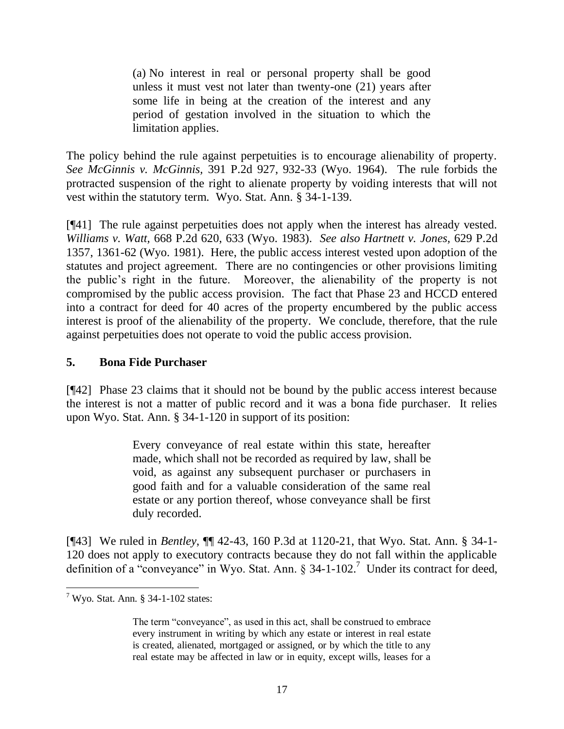> (a) No interest in real or personal property shall be good unless it must vest not later than twenty-one (21) years after some life in being at the creation of the interest and any period of gestation involved in the situation to which the limitation applies.

The policy behind the rule against perpetuities is to encourage alienability of property. *See McGinnis v. McGinnis*, 391 P.2d 927, 932-33 (Wyo. 1964). The rule forbids the protracted suspension of the right to alienate property by voiding interests that will not vest within the statutory term. Wyo. Stat. Ann. § 34-1-139.

[¶41] The rule against perpetuities does not apply when the interest has already vested. *Williams v. Watt*, 668 P.2d 620, 633 (Wyo. 1983). *See also Hartnett v. Jones*, 629 P.2d 1357, 1361-62 (Wyo. 1981). Here, the public access interest vested upon adoption of the statutes and project agreement. There are no contingencies or other provisions limiting the public's right in the future. Moreover, the alienability of the property is not compromised by the public access provision. The fact that Phase 23 and HCCD entered into a contract for deed for 40 acres of the property encumbered by the public access interest is proof of the alienability of the property. We conclude, therefore, that the rule against perpetuities does not operate to void the public access provision.

### 5. Bona Fide Purchaser

[¶42] Phase 23 claims that it should not be bound by the public access interest because the interest is not a matter of public record and it was a bona fide purchaser. It relies upon Wyo. Stat. Ann. § 34-1-120 in support of its position:

> Every conveyance of real estate within this state, hereafter made, which shall not be recorded as required by law, shall be void, as against any subsequent purchaser or purchasers in good faith and for a valuable consideration of the same real estate or any portion thereof, whose conveyance shall be first duly recorded.

[¶43] We ruled in *Bentley*, ¶¶ 42-43, 160 P.3d at 1120-21, that Wyo. Stat. Ann. § 34-1-120 does not apply to executory contracts because they do not fall within the applicable definition of a "conveyance" in Wyo. Stat. Ann. § 34-1-102.[7] Under its contract for deed,

---

[7] Wyo. Stat. Ann. § 34-1-102 states:

> The term "conveyance", as used in this act, shall be construed to embrace every instrument in writing by which any estate or interest in real estate is created, alienated, mortgaged or assigned, or by which the title to any real estate may be affected in law or in equity, except wills, leases for a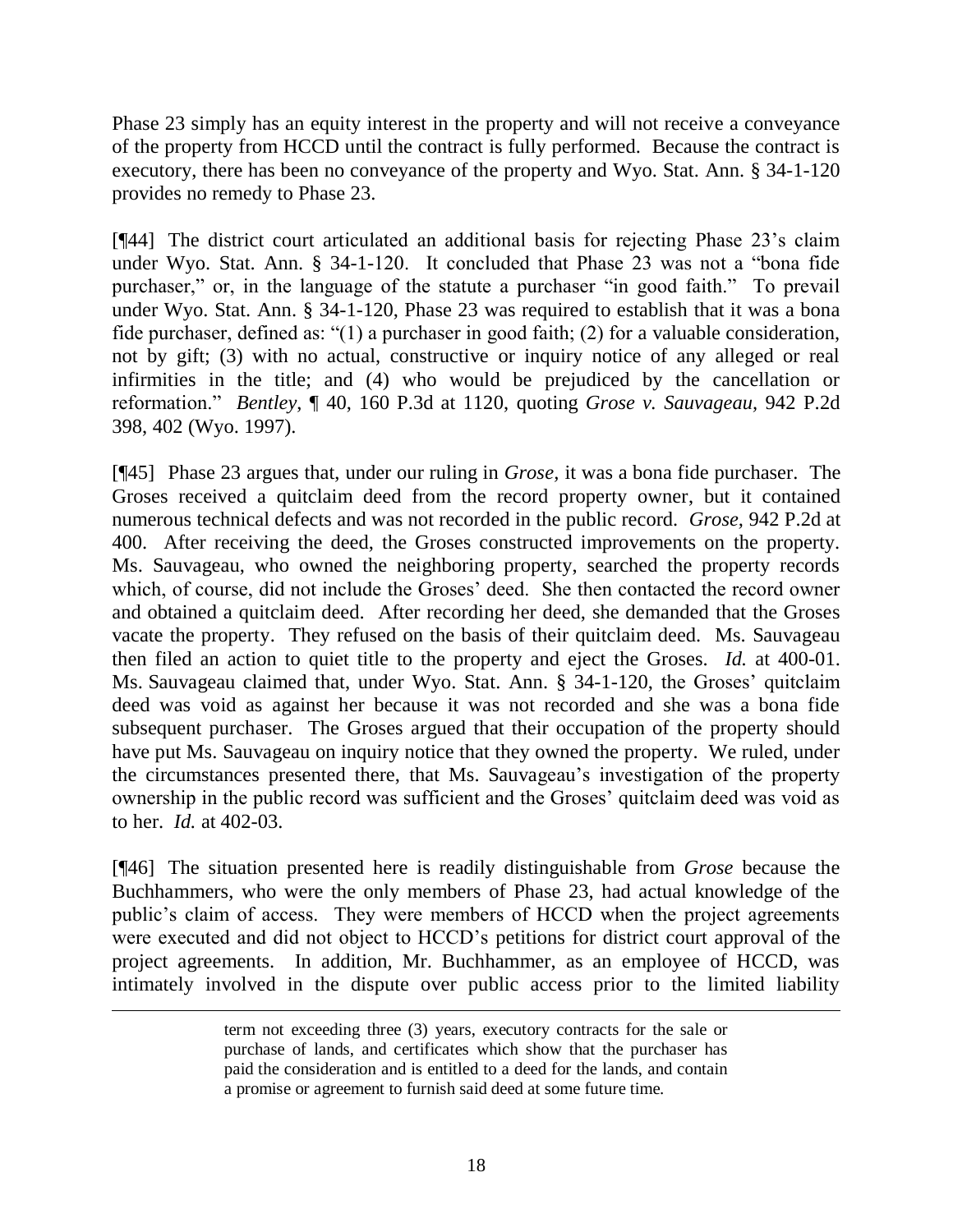Phase 23 simply has an equity interest in the property and will not receive a conveyance of the property from HCCD until the contract is fully performed. Because the contract is executory, there has been no conveyance of the property and Wyo. Stat. Ann. § 34-1-120 provides no remedy to Phase 23.

[¶44] The district court articulated an additional basis for rejecting Phase 23's claim under Wyo. Stat. Ann. § 34-1-120. It concluded that Phase 23 was not a "bona fide purchaser," or, in the language of the statute a purchaser "in good faith." To prevail under Wyo. Stat. Ann. § 34-1-120, Phase 23 was required to establish that it was a bona fide purchaser, defined as: "(1) a purchaser in good faith; (2) for a valuable consideration, not by gift; (3) with no actual, constructive or inquiry notice of any alleged or real infirmities in the title; and (4) who would be prejudiced by the cancellation or reformation." *Bentley*, ¶ 40, 160 P.3d at 1120, quoting *Grose v. Sauvageau*, 942 P.2d 398, 402 (Wyo. 1997).

[¶45] Phase 23 argues that, under our ruling in *Grose,* it was a bona fide purchaser. The Groses received a quitclaim deed from the record property owner, but it contained numerous technical defects and was not recorded in the public record. *Grose,* 942 P.2d at 400. After receiving the deed, the Groses constructed improvements on the property. Ms. Sauvageau, who owned the neighboring property, searched the property records which, of course, did not include the Groses' deed. She then contacted the record owner and obtained a quitclaim deed. After recording her deed, she demanded that the Groses vacate the property. They refused on the basis of their quitclaim deed. Ms. Sauvageau then filed an action to quiet title to the property and eject the Groses. *Id.* at 400-01. Ms. Sauvageau claimed that, under Wyo. Stat. Ann. § 34-1-120, the Groses' quitclaim deed was void as against her because it was not recorded and she was a bona fide subsequent purchaser. The Groses argued that their occupation of the property should have put Ms. Sauvageau on inquiry notice that they owned the property. We ruled, under the circumstances presented there, that Ms. Sauvageau's investigation of the property ownership in the public record was sufficient and the Groses' quitclaim deed was void as to her. *Id.* at 402-03.

[¶46] The situation presented here is readily distinguishable from *Grose* because the Buchhammers, who were the only members of Phase 23, had actual knowledge of the public's claim of access. They were members of HCCD when the project agreements were executed and did not object to HCCD's petitions for district court approval of the project agreements. In addition, Mr. Buchhammer, as an employee of HCCD, was intimately involved in the dispute over public access prior to the limited liability

---

term not exceeding three (3) years, executory contracts for the sale or purchase of lands, and certificates which show that the purchaser has paid the consideration and is entitled to a deed for the lands, and contain a promise or agreement to furnish said deed at some future time.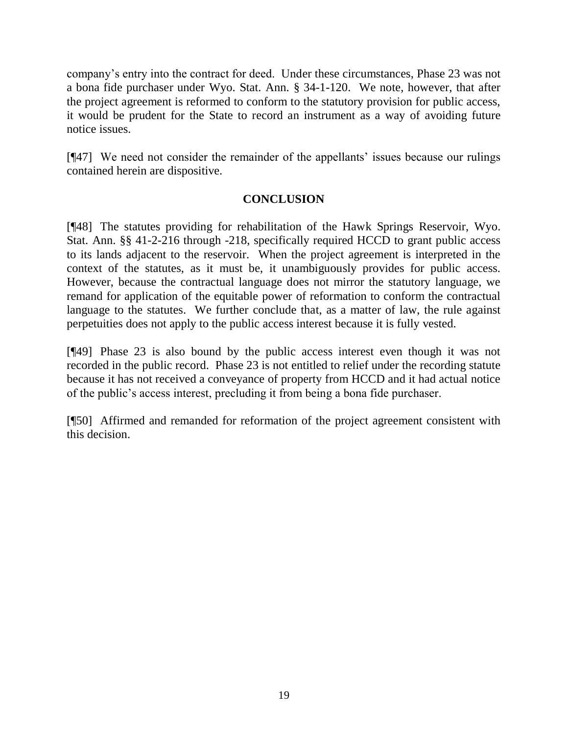company's entry into the contract for deed. Under these circumstances, Phase 23 was not a bona fide purchaser under Wyo. Stat. Ann. § 34-1-120. We note, however, that after the project agreement is reformed to conform to the statutory provision for public access, it would be prudent for the State to record an instrument as a way of avoiding future notice issues.

[¶47] We need not consider the remainder of the appellants' issues because our rulings contained herein are dispositive.

## CONCLUSION

[¶48] The statutes providing for rehabilitation of the Hawk Springs Reservoir, Wyo. Stat. Ann. §§ 41-2-216 through -218, specifically required HCCD to grant public access to its lands adjacent to the reservoir. When the project agreement is interpreted in the context of the statutes, as it must be, it unambiguously provides for public access. However, because the contractual language does not mirror the statutory language, we remand for application of the equitable power of reformation to conform the contractual language to the statutes. We further conclude that, as a matter of law, the rule against perpetuities does not apply to the public access interest because it is fully vested.

[¶49] Phase 23 is also bound by the public access interest even though it was not recorded in the public record. Phase 23 is not entitled to relief under the recording statute because it has not received a conveyance of property from HCCD and it had actual notice of the public's access interest, precluding it from being a bona fide purchaser.

[¶50] Affirmed and remanded for reformation of the project agreement consistent with this decision.